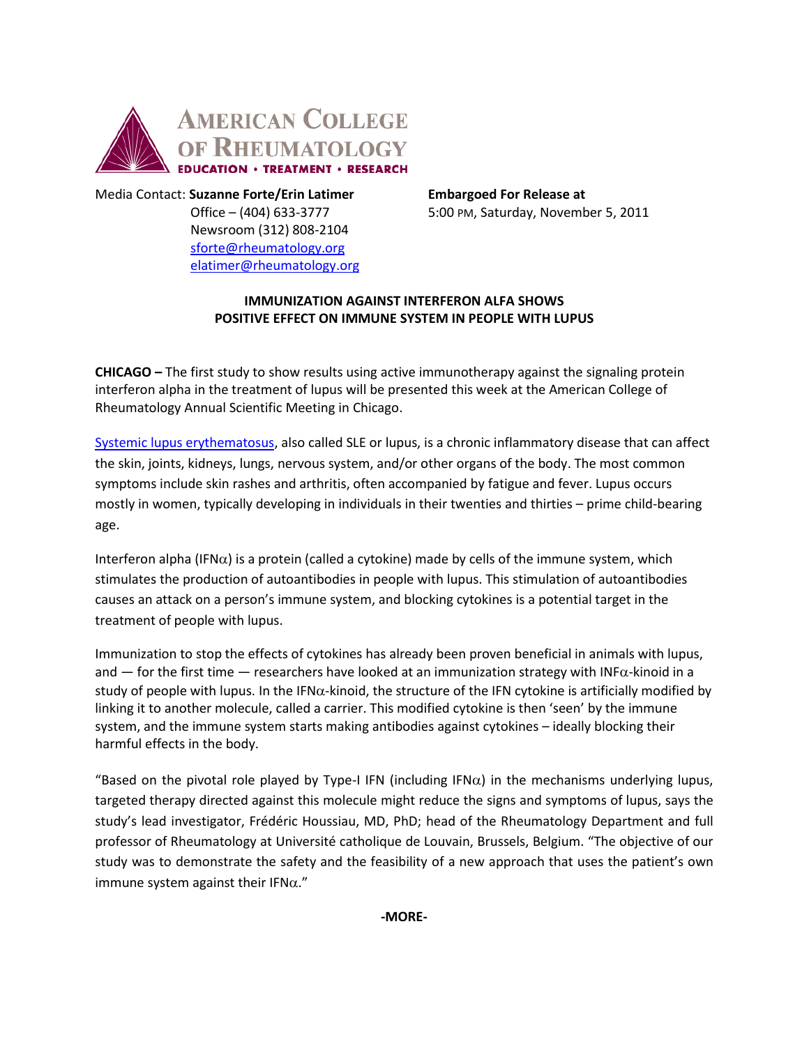AMERICAN COLLEGE OF RHEUMATOLOGY
EDUCATION • TREATMENT • RESEARCH

Media Contact: **Suzanne Forte/Erin Latimer**
Office – (404) 633-3777
Newsroom (312) 808-2104
sforte@rheumatology.org
elatimer@rheumatology.org

**Embargoed For Release at**
5:00 PM, Saturday, November 5, 2011

**IMMUNIZATION AGAINST INTERFERON ALFA SHOWS POSITIVE EFFECT ON IMMUNE SYSTEM IN PEOPLE WITH LUPUS**

**CHICAGO –** The first study to show results using active immunotherapy against the signaling protein interferon alpha in the treatment of lupus will be presented this week at the American College of Rheumatology Annual Scientific Meeting in Chicago.

Systemic lupus erythematosus, also called SLE or lupus, is a chronic inflammatory disease that can affect the skin, joints, kidneys, lungs, nervous system, and/or other organs of the body. The most common symptoms include skin rashes and arthritis, often accompanied by fatigue and fever. Lupus occurs mostly in women, typically developing in individuals in their twenties and thirties – prime child-bearing age.

Interferon alpha (IFNα) is a protein (called a cytokine) made by cells of the immune system, which stimulates the production of autoantibodies in people with lupus. This stimulation of autoantibodies causes an attack on a person's immune system, and blocking cytokines is a potential target in the treatment of people with lupus.

Immunization to stop the effects of cytokines has already been proven beneficial in animals with lupus, and — for the first time — researchers have looked at an immunization strategy with INFα-kinoid in a study of people with lupus. In the IFNα-kinoid, the structure of the IFN cytokine is artificially modified by linking it to another molecule, called a carrier. This modified cytokine is then 'seen' by the immune system, and the immune system starts making antibodies against cytokines – ideally blocking their harmful effects in the body.

"Based on the pivotal role played by Type-I IFN (including IFNα) in the mechanisms underlying lupus, targeted therapy directed against this molecule might reduce the signs and symptoms of lupus, says the study's lead investigator, Frédéric Houssiau, MD, PhD; head of the Rheumatology Department and full professor of Rheumatology at Université catholique de Louvain, Brussels, Belgium. "The objective of our study was to demonstrate the safety and the feasibility of a new approach that uses the patient's own immune system against their IFNα."

**-MORE-**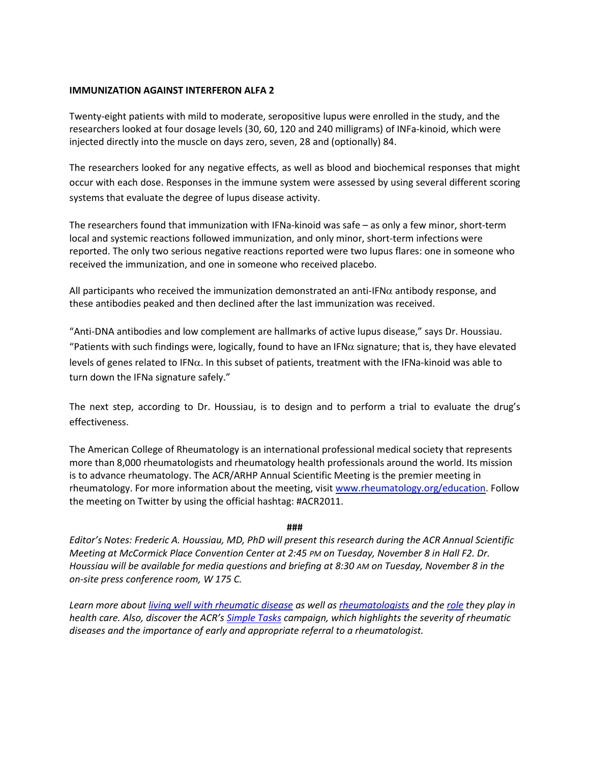**IMMUNIZATION AGAINST INTERFERON ALFA 2**

Twenty-eight patients with mild to moderate, seropositive lupus were enrolled in the study, and the researchers looked at four dosage levels (30, 60, 120 and 240 milligrams) of INFa-kinoid, which were injected directly into the muscle on days zero, seven, 28 and (optionally) 84.

The researchers looked for any negative effects, as well as blood and biochemical responses that might occur with each dose. Responses in the immune system were assessed by using several different scoring systems that evaluate the degree of lupus disease activity.

The researchers found that immunization with IFNa-kinoid was safe – as only a few minor, short-term local and systemic reactions followed immunization, and only minor, short-term infections were reported. The only two serious negative reactions reported were two lupus flares: one in someone who received the immunization, and one in someone who received placebo.

All participants who received the immunization demonstrated an anti-IFNα antibody response, and these antibodies peaked and then declined after the last immunization was received.

"Anti-DNA antibodies and low complement are hallmarks of active lupus disease," says Dr. Houssiau. "Patients with such findings were, logically, found to have an IFNα signature; that is, they have elevated levels of genes related to IFNα. In this subset of patients, treatment with the IFNa-kinoid was able to turn down the IFNa signature safely."

The next step, according to Dr. Houssiau, is to design and to perform a trial to evaluate the drug's effectiveness.

The American College of Rheumatology is an international professional medical society that represents more than 8,000 rheumatologists and rheumatology health professionals around the world. Its mission is to advance rheumatology. The ACR/ARHP Annual Scientific Meeting is the premier meeting in rheumatology. For more information about the meeting, visit [www.rheumatology.org/education](www.rheumatology.org/education). Follow the meeting on Twitter by using the official hashtag: #ACR2011.

###

*Editor's Notes: Frederic A. Houssiau, MD, PhD will present this research during the ACR Annual Scientific Meeting at McCormick Place Convention Center at 2:45 PM on Tuesday, November 8 in Hall F2. Dr. Houssiau will be available for media questions and briefing at 8:30 AM on Tuesday, November 8 in the on-site press conference room, W 175 C.*

*Learn more about living well with rheumatic disease as well as rheumatologists and the role they play in health care. Also, discover the ACR's Simple Tasks campaign, which highlights the severity of rheumatic diseases and the importance of early and appropriate referral to a rheumatologist.*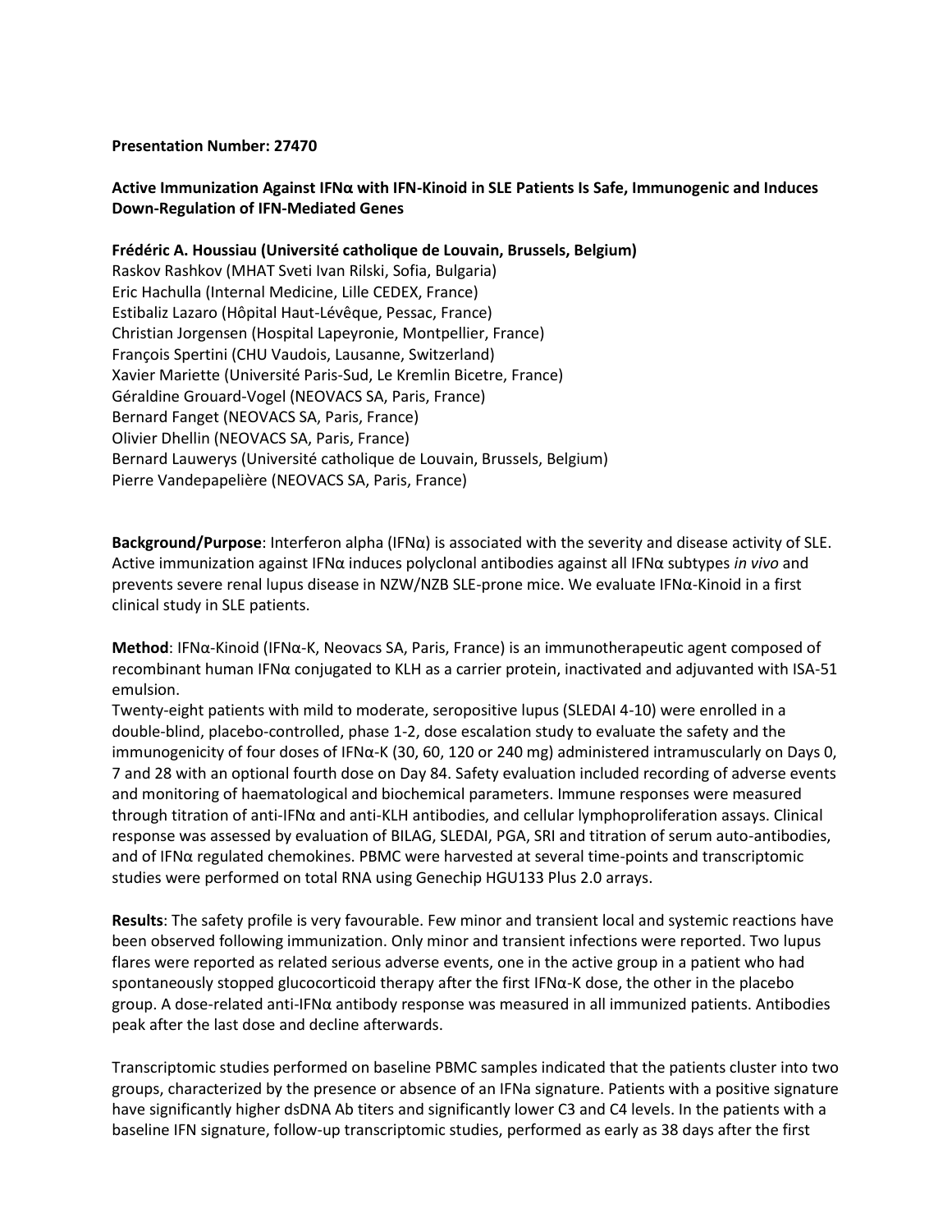**Presentation Number: 27470**

**Active Immunization Against IFNα with IFN-Kinoid in SLE Patients Is Safe, Immunogenic and Induces Down-Regulation of IFN-Mediated Genes**

**Frédéric A. Houssiau (Université catholique de Louvain, Brussels, Belgium)**
Raskov Rashkov (MHAT Sveti Ivan Rilski, Sofia, Bulgaria)
Eric Hachulla (Internal Medicine, Lille CEDEX, France)
Estibaliz Lazaro (Hôpital Haut-Lévêque, Pessac, France)
Christian Jorgensen (Hospital Lapeyronie, Montpellier, France)
François Spertini (CHU Vaudois, Lausanne, Switzerland)
Xavier Mariette (Université Paris-Sud, Le Kremlin Bicetre, France)
Géraldine Grouard-Vogel (NEOVACS SA, Paris, France)
Bernard Fanget (NEOVACS SA, Paris, France)
Olivier Dhellin (NEOVACS SA, Paris, France)
Bernard Lauwerys (Université catholique de Louvain, Brussels, Belgium)
Pierre Vandepapelière (NEOVACS SA, Paris, France)

**Background/Purpose**: Interferon alpha (IFNα) is associated with the severity and disease activity of SLE. Active immunization against IFNα induces polyclonal antibodies against all IFNα subtypes *in vivo* and prevents severe renal lupus disease in NZW/NZB SLE-prone mice. We evaluate IFNα-Kinoid in a first clinical study in SLE patients.

**Method**: IFNα-Kinoid (IFNα-K, Neovacs SA, Paris, France) is an immunotherapeutic agent composed of recombinant human IFNα conjugated to KLH as a carrier protein, inactivated and adjuvanted with ISA-51 emulsion.
Twenty-eight patients with mild to moderate, seropositive lupus (SLEDAI 4-10) were enrolled in a double-blind, placebo-controlled, phase 1-2, dose escalation study to evaluate the safety and the immunogenicity of four doses of IFNα-K (30, 60, 120 or 240 mg) administered intramuscularly on Days 0, 7 and 28 with an optional fourth dose on Day 84. Safety evaluation included recording of adverse events and monitoring of haematological and biochemical parameters. Immune responses were measured through titration of anti-IFNα and anti-KLH antibodies, and cellular lymphoproliferation assays. Clinical response was assessed by evaluation of BILAG, SLEDAI, PGA, SRI and titration of serum auto-antibodies, and of IFNα regulated chemokines. PBMC were harvested at several time-points and transcriptomic studies were performed on total RNA using Genechip HGU133 Plus 2.0 arrays.

**Results**: The safety profile is very favourable. Few minor and transient local and systemic reactions have been observed following immunization. Only minor and transient infections were reported. Two lupus flares were reported as related serious adverse events, one in the active group in a patient who had spontaneously stopped glucocorticoid therapy after the first IFNα-K dose, the other in the placebo group. A dose-related anti-IFNα antibody response was measured in all immunized patients. Antibodies peak after the last dose and decline afterwards.

Transcriptomic studies performed on baseline PBMC samples indicated that the patients cluster into two groups, characterized by the presence or absence of an IFNa signature. Patients with a positive signature have significantly higher dsDNA Ab titers and significantly lower C3 and C4 levels. In the patients with a baseline IFN signature, follow-up transcriptomic studies, performed as early as 38 days after the first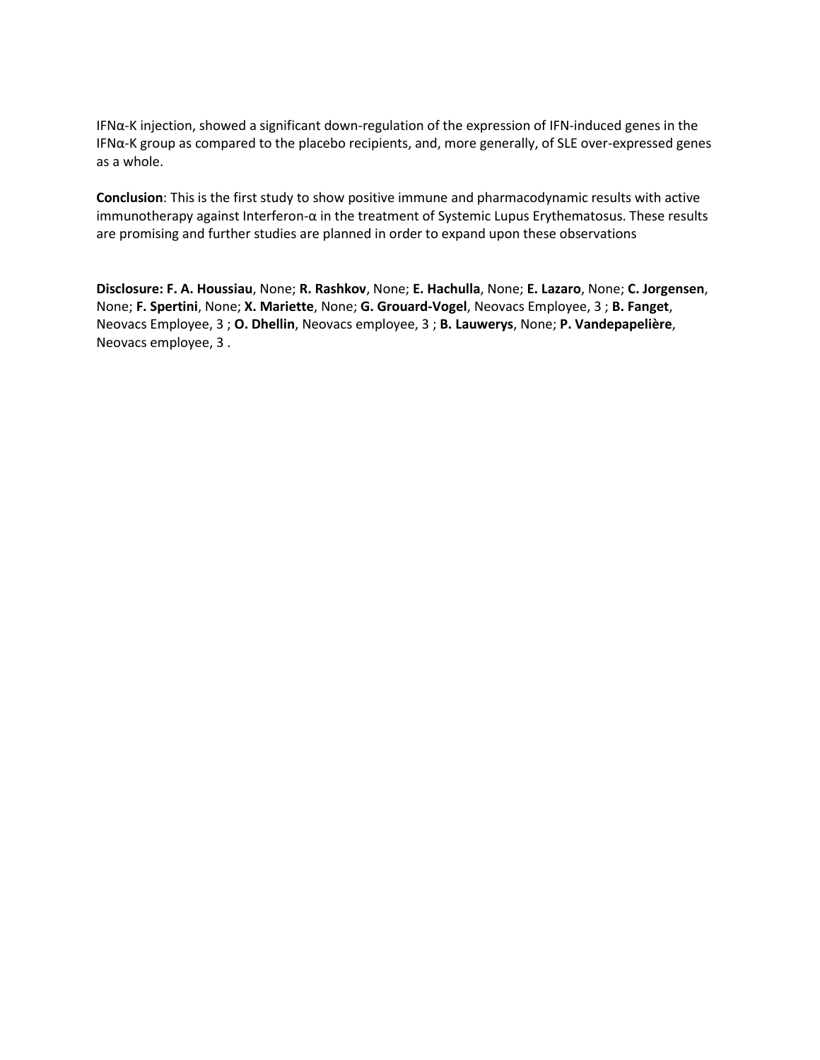IFNα-K injection, showed a significant down-regulation of the expression of IFN-induced genes in the IFNα-K group as compared to the placebo recipients, and, more generally, of SLE over-expressed genes as a whole.

**Conclusion**: This is the first study to show positive immune and pharmacodynamic results with active immunotherapy against Interferon-α in the treatment of Systemic Lupus Erythematosus. These results are promising and further studies are planned in order to expand upon these observations

**Disclosure: F. A. Houssiau**, None; **R. Rashkov**, None; **E. Hachulla**, None; **E. Lazaro**, None; **C. Jorgensen**, None; **F. Spertini**, None; **X. Mariette**, None; **G. Grouard-Vogel**, Neovacs Employee, 3 ; **B. Fanget**, Neovacs Employee, 3 ; **O. Dhellin**, Neovacs employee, 3 ; **B. Lauwerys**, None; **P. Vandepapelière**, Neovacs employee, 3 .